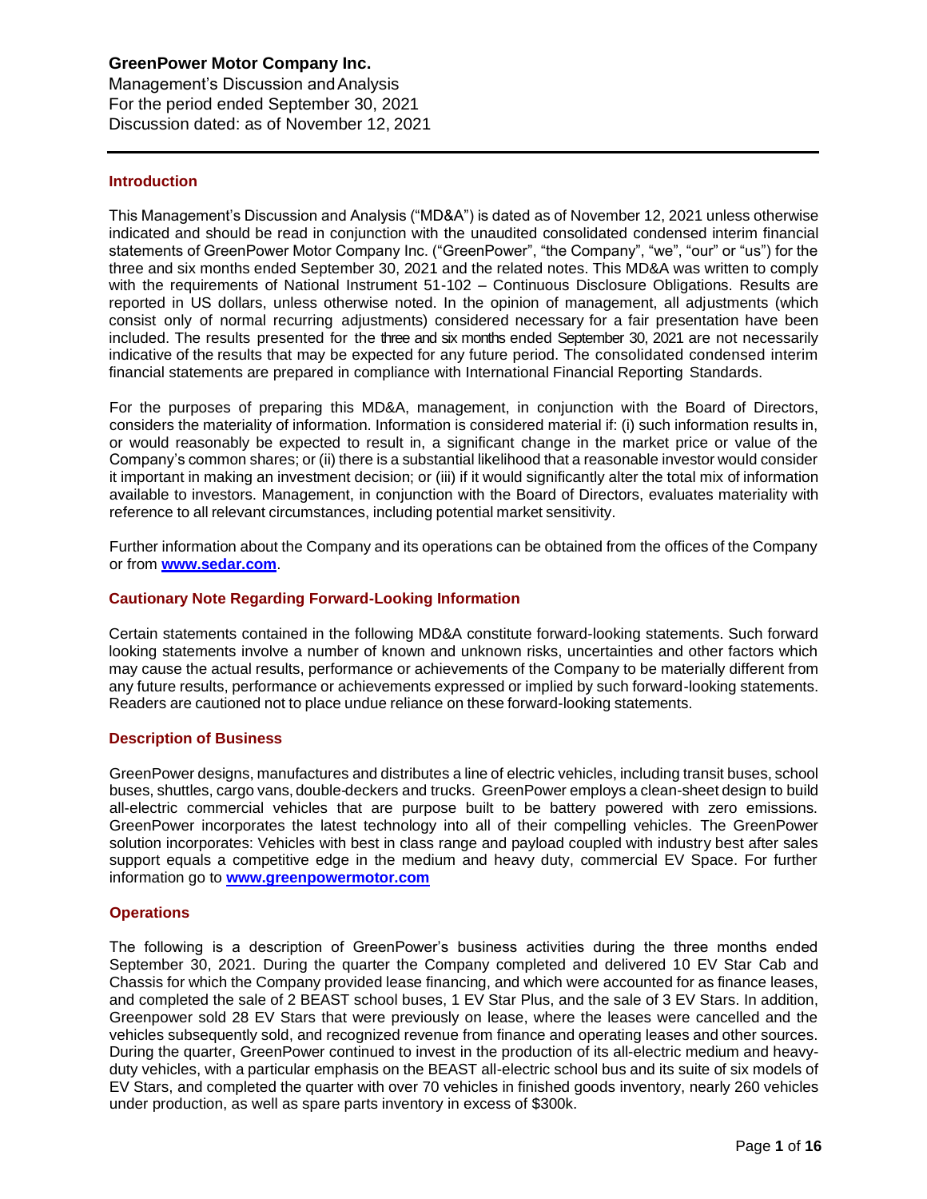**GreenPower Motor Company Inc.**
Management's Discussion and Analysis
For the period ended September 30, 2021
Discussion dated: as of November 12, 2021

## Introduction

This Management's Discussion and Analysis ("MD&A") is dated as of November 12, 2021 unless otherwise indicated and should be read in conjunction with the unaudited consolidated condensed interim financial statements of GreenPower Motor Company Inc. ("GreenPower", "the Company", "we", "our" or "us") for the three and six months ended September 30, 2021 and the related notes. This MD&A was written to comply with the requirements of National Instrument 51-102 – Continuous Disclosure Obligations. Results are reported in US dollars, unless otherwise noted. In the opinion of management, all adjustments (which consist only of normal recurring adjustments) considered necessary for a fair presentation have been included. The results presented for the three and six months ended September 30, 2021 are not necessarily indicative of the results that may be expected for any future period. The consolidated condensed interim financial statements are prepared in compliance with International Financial Reporting Standards.

For the purposes of preparing this MD&A, management, in conjunction with the Board of Directors, considers the materiality of information. Information is considered material if: (i) such information results in, or would reasonably be expected to result in, a significant change in the market price or value of the Company's common shares; or (ii) there is a substantial likelihood that a reasonable investor would consider it important in making an investment decision; or (iii) if it would significantly alter the total mix of information available to investors. Management, in conjunction with the Board of Directors, evaluates materiality with reference to all relevant circumstances, including potential market sensitivity.

Further information about the Company and its operations can be obtained from the offices of the Company or from **www.sedar.com**.

## Cautionary Note Regarding Forward-Looking Information

Certain statements contained in the following MD&A constitute forward-looking statements. Such forward looking statements involve a number of known and unknown risks, uncertainties and other factors which may cause the actual results, performance or achievements of the Company to be materially different from any future results, performance or achievements expressed or implied by such forward-looking statements. Readers are cautioned not to place undue reliance on these forward-looking statements.

## Description of Business

GreenPower designs, manufactures and distributes a line of electric vehicles, including transit buses, school buses, shuttles, cargo vans, double-deckers and trucks. GreenPower employs a clean-sheet design to build all-electric commercial vehicles that are purpose built to be battery powered with zero emissions. GreenPower incorporates the latest technology into all of their compelling vehicles. The GreenPower solution incorporates: Vehicles with best in class range and payload coupled with industry best after sales support equals a competitive edge in the medium and heavy duty, commercial EV Space. For further information go to **www.greenpowermotor.com**

## Operations

The following is a description of GreenPower's business activities during the three months ended September 30, 2021. During the quarter the Company completed and delivered 10 EV Star Cab and Chassis for which the Company provided lease financing, and which were accounted for as finance leases, and completed the sale of 2 BEAST school buses, 1 EV Star Plus, and the sale of 3 EV Stars. In addition, Greenpower sold 28 EV Stars that were previously on lease, where the leases were cancelled and the vehicles subsequently sold, and recognized revenue from finance and operating leases and other sources. During the quarter, GreenPower continued to invest in the production of its all-electric medium and heavy-duty vehicles, with a particular emphasis on the BEAST all-electric school bus and its suite of six models of EV Stars, and completed the quarter with over 70 vehicles in finished goods inventory, nearly 260 vehicles under production, as well as spare parts inventory in excess of $300k.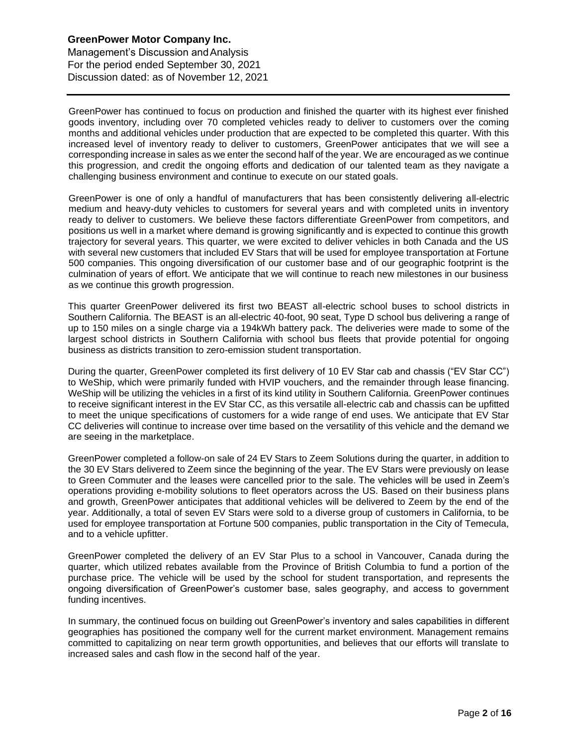GreenPower has continued to focus on production and finished the quarter with its highest ever finished goods inventory, including over 70 completed vehicles ready to deliver to customers over the coming months and additional vehicles under production that are expected to be completed this quarter. With this increased level of inventory ready to deliver to customers, GreenPower anticipates that we will see a corresponding increase in sales as we enter the second half of the year. We are encouraged as we continue this progression, and credit the ongoing efforts and dedication of our talented team as they navigate a challenging business environment and continue to execute on our stated goals.

GreenPower is one of only a handful of manufacturers that has been consistently delivering all-electric medium and heavy-duty vehicles to customers for several years and with completed units in inventory ready to deliver to customers. We believe these factors differentiate GreenPower from competitors, and positions us well in a market where demand is growing significantly and is expected to continue this growth trajectory for several years. This quarter, we were excited to deliver vehicles in both Canada and the US with several new customers that included EV Stars that will be used for employee transportation at Fortune 500 companies. This ongoing diversification of our customer base and of our geographic footprint is the culmination of years of effort. We anticipate that we will continue to reach new milestones in our business as we continue this growth progression.

This quarter GreenPower delivered its first two BEAST all-electric school buses to school districts in Southern California. The BEAST is an all-electric 40-foot, 90 seat, Type D school bus delivering a range of up to 150 miles on a single charge via a 194kWh battery pack. The deliveries were made to some of the largest school districts in Southern California with school bus fleets that provide potential for ongoing business as districts transition to zero-emission student transportation.

During the quarter, GreenPower completed its first delivery of 10 EV Star cab and chassis ("EV Star CC") to WeShip, which were primarily funded with HVIP vouchers, and the remainder through lease financing. WeShip will be utilizing the vehicles in a first of its kind utility in Southern California. GreenPower continues to receive significant interest in the EV Star CC, as this versatile all-electric cab and chassis can be upfitted to meet the unique specifications of customers for a wide range of end uses. We anticipate that EV Star CC deliveries will continue to increase over time based on the versatility of this vehicle and the demand we are seeing in the marketplace.

GreenPower completed a follow-on sale of 24 EV Stars to Zeem Solutions during the quarter, in addition to the 30 EV Stars delivered to Zeem since the beginning of the year. The EV Stars were previously on lease to Green Commuter and the leases were cancelled prior to the sale. The vehicles will be used in Zeem's operations providing e-mobility solutions to fleet operators across the US. Based on their business plans and growth, GreenPower anticipates that additional vehicles will be delivered to Zeem by the end of the year. Additionally, a total of seven EV Stars were sold to a diverse group of customers in California, to be used for employee transportation at Fortune 500 companies, public transportation in the City of Temecula, and to a vehicle upfitter.

GreenPower completed the delivery of an EV Star Plus to a school in Vancouver, Canada during the quarter, which utilized rebates available from the Province of British Columbia to fund a portion of the purchase price. The vehicle will be used by the school for student transportation, and represents the ongoing diversification of GreenPower's customer base, sales geography, and access to government funding incentives.

In summary, the continued focus on building out GreenPower's inventory and sales capabilities in different geographies has positioned the company well for the current market environment. Management remains committed to capitalizing on near term growth opportunities, and believes that our efforts will translate to increased sales and cash flow in the second half of the year.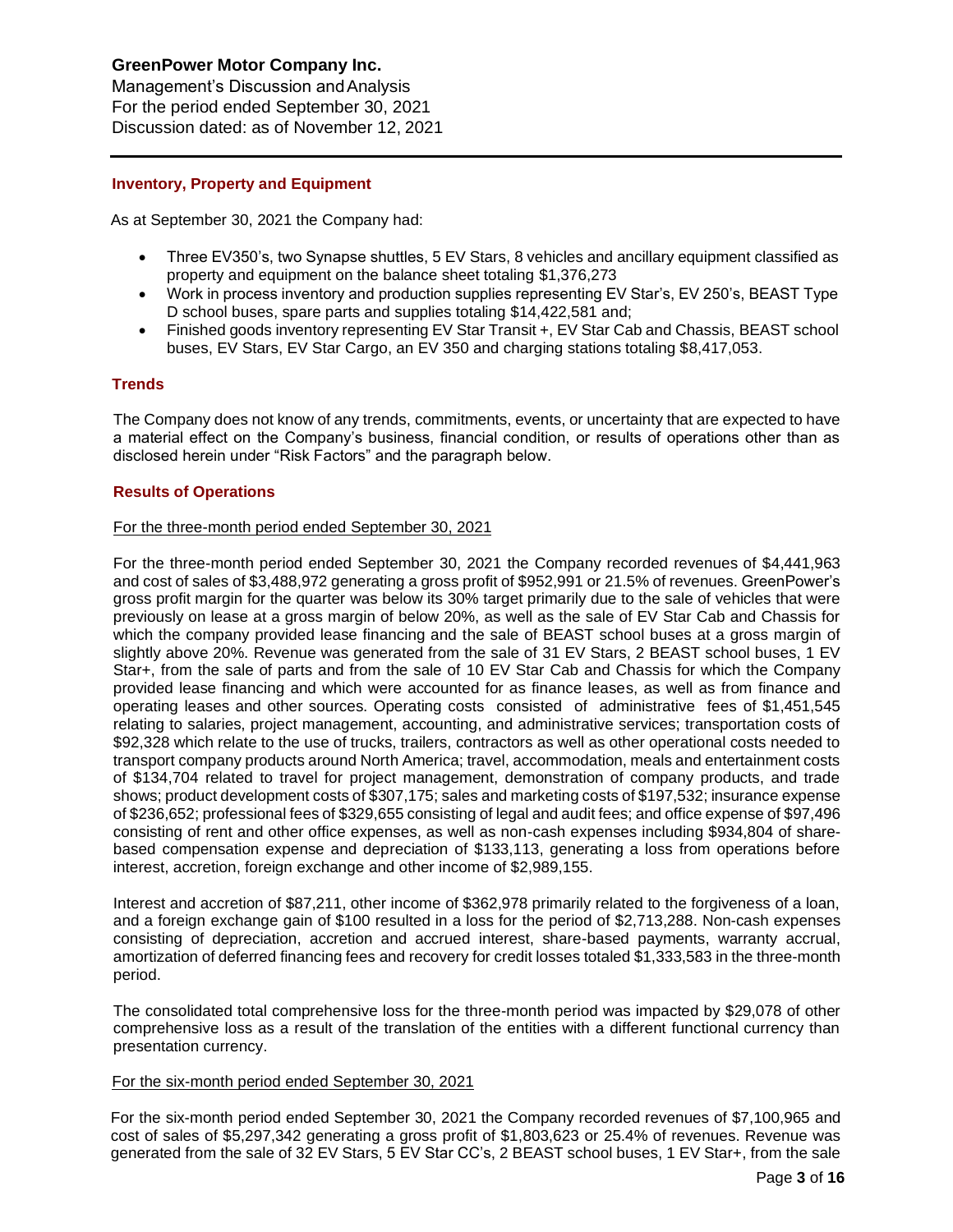## Inventory, Property and Equipment

As at September 30, 2021 the Company had:

- Three EV350's, two Synapse shuttles, 5 EV Stars, 8 vehicles and ancillary equipment classified as property and equipment on the balance sheet totaling $1,376,273
- Work in process inventory and production supplies representing EV Star's, EV 250's, BEAST Type D school buses, spare parts and supplies totaling $14,422,581 and;
- Finished goods inventory representing EV Star Transit +, EV Star Cab and Chassis, BEAST school buses, EV Stars, EV Star Cargo, an EV 350 and charging stations totaling $8,417,053.

## Trends

The Company does not know of any trends, commitments, events, or uncertainty that are expected to have a material effect on the Company's business, financial condition, or results of operations other than as disclosed herein under "Risk Factors" and the paragraph below.

## Results of Operations

For the three-month period ended September 30, 2021

For the three-month period ended September 30, 2021 the Company recorded revenues of $4,441,963 and cost of sales of $3,488,972 generating a gross profit of $952,991 or 21.5% of revenues. GreenPower's gross profit margin for the quarter was below its 30% target primarily due to the sale of vehicles that were previously on lease at a gross margin of below 20%, as well as the sale of EV Star Cab and Chassis for which the company provided lease financing and the sale of BEAST school buses at a gross margin of slightly above 20%. Revenue was generated from the sale of 31 EV Stars, 2 BEAST school buses, 1 EV Star+, from the sale of parts and from the sale of 10 EV Star Cab and Chassis for which the Company provided lease financing and which were accounted for as finance leases, as well as from finance and operating leases and other sources. Operating costs consisted of administrative fees of $1,451,545 relating to salaries, project management, accounting, and administrative services; transportation costs of $92,328 which relate to the use of trucks, trailers, contractors as well as other operational costs needed to transport company products around North America; travel, accommodation, meals and entertainment costs of $134,704 related to travel for project management, demonstration of company products, and trade shows; product development costs of $307,175; sales and marketing costs of $197,532; insurance expense of $236,652; professional fees of $329,655 consisting of legal and audit fees; and office expense of $97,496 consisting of rent and other office expenses, as well as non-cash expenses including $934,804 of share-based compensation expense and depreciation of $133,113, generating a loss from operations before interest, accretion, foreign exchange and other income of $2,989,155.

Interest and accretion of $87,211, other income of $362,978 primarily related to the forgiveness of a loan, and a foreign exchange gain of $100 resulted in a loss for the period of $2,713,288. Non-cash expenses consisting of depreciation, accretion and accrued interest, share-based payments, warranty accrual, amortization of deferred financing fees and recovery for credit losses totaled $1,333,583 in the three-month period.

The consolidated total comprehensive loss for the three-month period was impacted by $29,078 of other comprehensive loss as a result of the translation of the entities with a different functional currency than presentation currency.

For the six-month period ended September 30, 2021

For the six-month period ended September 30, 2021 the Company recorded revenues of $7,100,965 and cost of sales of $5,297,342 generating a gross profit of $1,803,623 or 25.4% of revenues. Revenue was generated from the sale of 32 EV Stars, 5 EV Star CC's, 2 BEAST school buses, 1 EV Star+, from the sale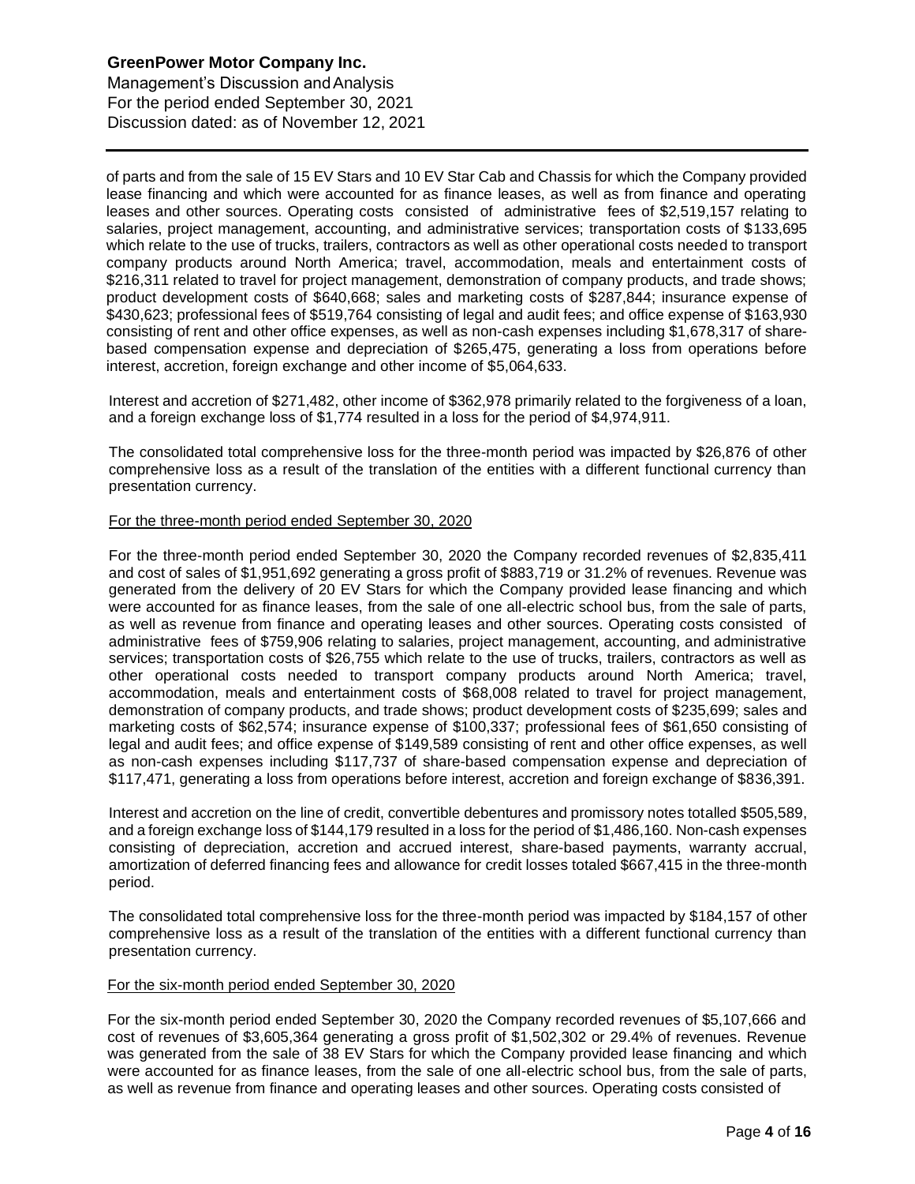of parts and from the sale of 15 EV Stars and 10 EV Star Cab and Chassis for which the Company provided lease financing and which were accounted for as finance leases, as well as from finance and operating leases and other sources. Operating costs consisted of administrative fees of $2,519,157 relating to salaries, project management, accounting, and administrative services; transportation costs of $133,695 which relate to the use of trucks, trailers, contractors as well as other operational costs needed to transport company products around North America; travel, accommodation, meals and entertainment costs of $216,311 related to travel for project management, demonstration of company products, and trade shows; product development costs of $640,668; sales and marketing costs of $287,844; insurance expense of $430,623; professional fees of $519,764 consisting of legal and audit fees; and office expense of $163,930 consisting of rent and other office expenses, as well as non-cash expenses including $1,678,317 of share-based compensation expense and depreciation of $265,475, generating a loss from operations before interest, accretion, foreign exchange and other income of $5,064,633.

Interest and accretion of $271,482, other income of $362,978 primarily related to the forgiveness of a loan, and a foreign exchange loss of $1,774 resulted in a loss for the period of $4,974,911.

The consolidated total comprehensive loss for the three-month period was impacted by $26,876 of other comprehensive loss as a result of the translation of the entities with a different functional currency than presentation currency.

For the three-month period ended September 30, 2020

For the three-month period ended September 30, 2020 the Company recorded revenues of $2,835,411 and cost of sales of $1,951,692 generating a gross profit of $883,719 or 31.2% of revenues. Revenue was generated from the delivery of 20 EV Stars for which the Company provided lease financing and which were accounted for as finance leases, from the sale of one all-electric school bus, from the sale of parts, as well as revenue from finance and operating leases and other sources. Operating costs consisted of administrative fees of $759,906 relating to salaries, project management, accounting, and administrative services; transportation costs of $26,755 which relate to the use of trucks, trailers, contractors as well as other operational costs needed to transport company products around North America; travel, accommodation, meals and entertainment costs of $68,008 related to travel for project management, demonstration of company products, and trade shows; product development costs of $235,699; sales and marketing costs of $62,574; insurance expense of $100,337; professional fees of $61,650 consisting of legal and audit fees; and office expense of $149,589 consisting of rent and other office expenses, as well as non-cash expenses including $117,737 of share-based compensation expense and depreciation of $117,471, generating a loss from operations before interest, accretion and foreign exchange of $836,391.

Interest and accretion on the line of credit, convertible debentures and promissory notes totalled $505,589, and a foreign exchange loss of $144,179 resulted in a loss for the period of $1,486,160. Non-cash expenses consisting of depreciation, accretion and accrued interest, share-based payments, warranty accrual, amortization of deferred financing fees and allowance for credit losses totaled $667,415 in the three-month period.

The consolidated total comprehensive loss for the three-month period was impacted by $184,157 of other comprehensive loss as a result of the translation of the entities with a different functional currency than presentation currency.

For the six-month period ended September 30, 2020

For the six-month period ended September 30, 2020 the Company recorded revenues of $5,107,666 and cost of revenues of $3,605,364 generating a gross profit of $1,502,302 or 29.4% of revenues. Revenue was generated from the sale of 38 EV Stars for which the Company provided lease financing and which were accounted for as finance leases, from the sale of one all-electric school bus, from the sale of parts, as well as revenue from finance and operating leases and other sources. Operating costs consisted of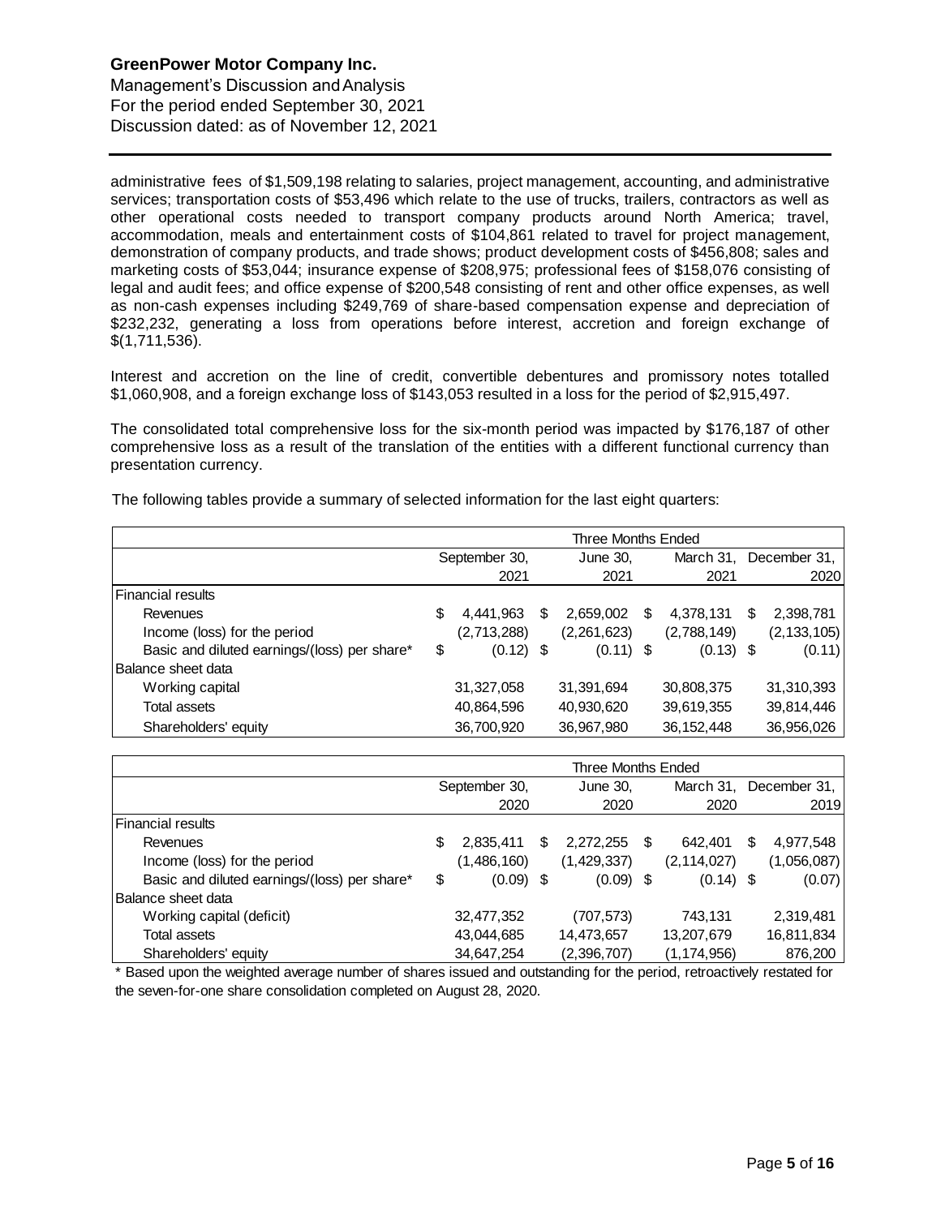administrative fees of $1,509,198 relating to salaries, project management, accounting, and administrative services; transportation costs of $53,496 which relate to the use of trucks, trailers, contractors as well as other operational costs needed to transport company products around North America; travel, accommodation, meals and entertainment costs of $104,861 related to travel for project management, demonstration of company products, and trade shows; product development costs of $456,808; sales and marketing costs of $53,044; insurance expense of $208,975; professional fees of $158,076 consisting of legal and audit fees; and office expense of $200,548 consisting of rent and other office expenses, as well as non-cash expenses including $249,769 of share-based compensation expense and depreciation of $232,232, generating a loss from operations before interest, accretion and foreign exchange of $(1,711,536).

Interest and accretion on the line of credit, convertible debentures and promissory notes totalled $1,060,908, and a foreign exchange loss of $143,053 resulted in a loss for the period of $2,915,497.

The consolidated total comprehensive loss for the six-month period was impacted by $176,187 of other comprehensive loss as a result of the translation of the entities with a different functional currency than presentation currency.

The following tables provide a summary of selected information for the last eight quarters:

| | Three Months Ended | | | |
|---|---|---|---|---|
| | September 30, 2021 | June 30, 2021 | March 31, 2021 | December 31, 2020 |
| Financial results | | | | |
| Revenues | $ 4,441,963 | $ 2,659,002 | $ 4,378,131 | $ 2,398,781 |
| Income (loss) for the period | (2,713,288) | (2,261,623) | (2,788,149) | (2,133,105) |
| Basic and diluted earnings/(loss) per share* | $ (0.12) | $ (0.11) | $ (0.13) | $ (0.11) |
| Balance sheet data | | | | |
| Working capital | 31,327,058 | 31,391,694 | 30,808,375 | 31,310,393 |
| Total assets | 40,864,596 | 40,930,620 | 39,619,355 | 39,814,446 |
| Shareholders' equity | 36,700,920 | 36,967,980 | 36,152,448 | 36,956,026 |

| | Three Months Ended | | | |
|---|---|---|---|---|
| | September 30, 2020 | June 30, 2020 | March 31, 2020 | December 31, 2019 |
| Financial results | | | | |
| Revenues | $ 2,835,411 | $ 2,272,255 | $ 642,401 | $ 4,977,548 |
| Income (loss) for the period | (1,486,160) | (1,429,337) | (2,114,027) | (1,056,087) |
| Basic and diluted earnings/(loss) per share* | $ (0.09) | $ (0.09) | $ (0.14) | $ (0.07) |
| Balance sheet data | | | | |
| Working capital (deficit) | 32,477,352 | (707,573) | 743,131 | 2,319,481 |
| Total assets | 43,044,685 | 14,473,657 | 13,207,679 | 16,811,834 |
| Shareholders' equity | 34,647,254 | (2,396,707) | (1,174,956) | 876,200 |

\* Based upon the weighted average number of shares issued and outstanding for the period, retroactively restated for the seven-for-one share consolidation completed on August 28, 2020.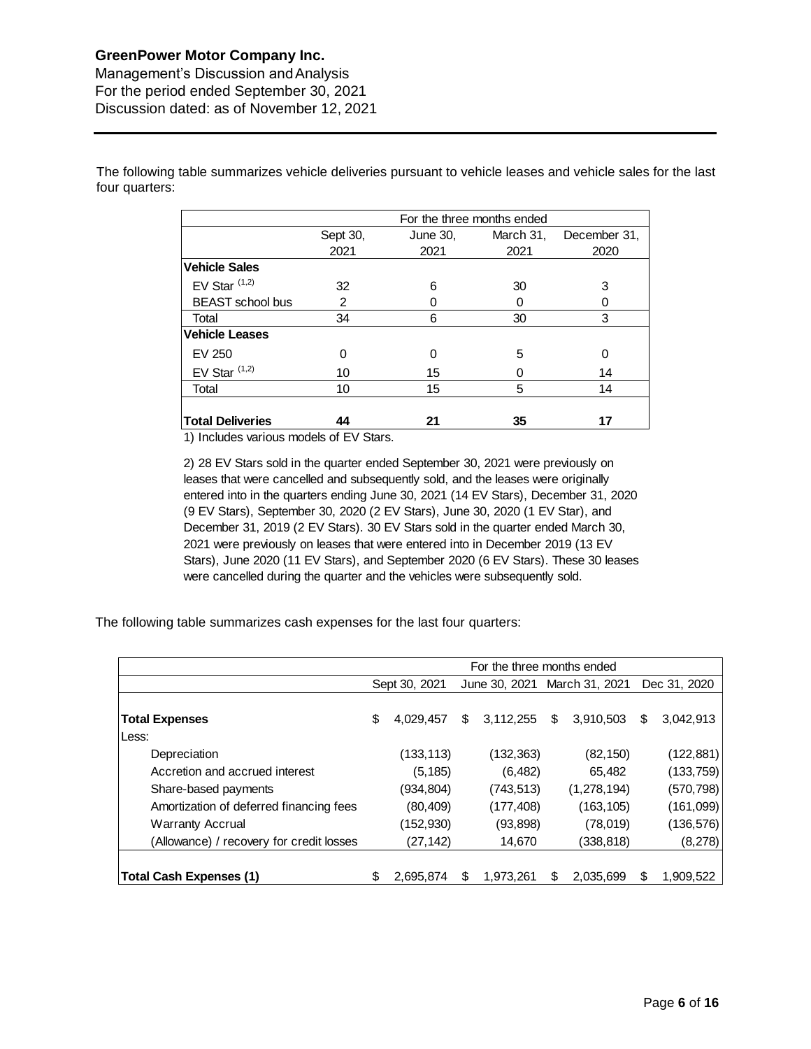The following table summarizes vehicle deliveries pursuant to vehicle leases and vehicle sales for the last four quarters:

| | For the three months ended | | | |
|---|---|---|---|---|
| | Sept 30, 2021 | June 30, 2021 | March 31, 2021 | December 31, 2020 |
| **Vehicle Sales** | | | | |
| EV Star [1,2] | 32 | 6 | 30 | 3 |
| BEAST school bus | 2 | 0 | 0 | 0 |
| Total | 34 | 6 | 30 | 3 |
| **Vehicle Leases** | | | | |
| EV 250 | 0 | 0 | 5 | 0 |
| EV Star [1,2] | 10 | 15 | 0 | 14 |
| Total | 10 | 15 | 5 | 14 |
| **Total Deliveries** | **44** | **21** | **35** | **17** |

1) Includes various models of EV Stars.

2) 28 EV Stars sold in the quarter ended September 30, 2021 were previously on leases that were cancelled and subsequently sold, and the leases were originally entered into in the quarters ending June 30, 2021 (14 EV Stars), December 31, 2020 (9 EV Stars), September 30, 2020 (2 EV Stars), June 30, 2020 (1 EV Star), and December 31, 2019 (2 EV Stars). 30 EV Stars sold in the quarter ended March 30, 2021 were previously on leases that were entered into in December 2019 (13 EV Stars), June 2020 (11 EV Stars), and September 2020 (6 EV Stars). These 30 leases were cancelled during the quarter and the vehicles were subsequently sold.

The following table summarizes cash expenses for the last four quarters:

| | For the three months ended | | | |
|---|---|---|---|---|
| | Sept 30, 2021 | June 30, 2021 | March 31, 2021 | Dec 31, 2020 |
| **Total Expenses** | $ 4,029,457 | $ 3,112,255 | $ 3,910,503 | $ 3,042,913 |
| Less: | | | | |
| Depreciation | (133,113) | (132,363) | (82,150) | (122,881) |
| Accretion and accrued interest | (5,185) | (6,482) | 65,482 | (133,759) |
| Share-based payments | (934,804) | (743,513) | (1,278,194) | (570,798) |
| Amortization of deferred financing fees | (80,409) | (177,408) | (163,105) | (161,099) |
| Warranty Accrual | (152,930) | (93,898) | (78,019) | (136,576) |
| (Allowance) / recovery for credit losses | (27,142) | 14,670 | (338,818) | (8,278) |
| **Total Cash Expenses (1)** | $ 2,695,874 | $ 1,973,261 | $ 2,035,699 | $ 1,909,522 |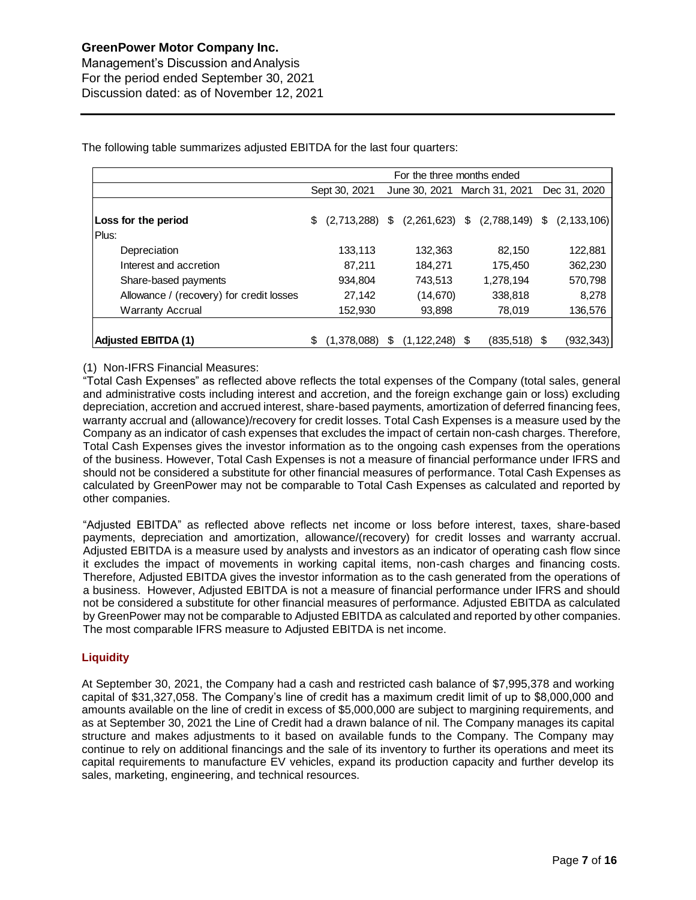The following table summarizes adjusted EBITDA for the last four quarters:

| | For the three months ended | | | |
|---|---|---|---|---|
| | Sept 30, 2021 | June 30, 2021 | March 31, 2021 | Dec 31, 2020 |
| **Loss for the period** | $ (2,713,288) | $ (2,261,623) | $ (2,788,149) | $ (2,133,106) |
| Plus: | | | | |
| Depreciation | 133,113 | 132,363 | 82,150 | 122,881 |
| Interest and accretion | 87,211 | 184,271 | 175,450 | 362,230 |
| Share-based payments | 934,804 | 743,513 | 1,278,194 | 570,798 |
| Allowance / (recovery) for credit losses | 27,142 | (14,670) | 338,818 | 8,278 |
| Warranty Accrual | 152,930 | 93,898 | 78,019 | 136,576 |
| **Adjusted EBITDA (1)** | $ (1,378,088) | $ (1,122,248) | $ (835,518) | $ (932,343) |

(1) Non-IFRS Financial Measures:

"Total Cash Expenses" as reflected above reflects the total expenses of the Company (total sales, general and administrative costs including interest and accretion, and the foreign exchange gain or loss) excluding depreciation, accretion and accrued interest, share-based payments, amortization of deferred financing fees, warranty accrual and (allowance)/recovery for credit losses. Total Cash Expenses is a measure used by the Company as an indicator of cash expenses that excludes the impact of certain non-cash charges. Therefore, Total Cash Expenses gives the investor information as to the ongoing cash expenses from the operations of the business. However, Total Cash Expenses is not a measure of financial performance under IFRS and should not be considered a substitute for other financial measures of performance. Total Cash Expenses as calculated by GreenPower may not be comparable to Total Cash Expenses as calculated and reported by other companies.

"Adjusted EBITDA" as reflected above reflects net income or loss before interest, taxes, share-based payments, depreciation and amortization, allowance/(recovery) for credit losses and warranty accrual. Adjusted EBITDA is a measure used by analysts and investors as an indicator of operating cash flow since it excludes the impact of movements in working capital items, non-cash charges and financing costs. Therefore, Adjusted EBITDA gives the investor information as to the cash generated from the operations of a business. However, Adjusted EBITDA is not a measure of financial performance under IFRS and should not be considered a substitute for other financial measures of performance. Adjusted EBITDA as calculated by GreenPower may not be comparable to Adjusted EBITDA as calculated and reported by other companies. The most comparable IFRS measure to Adjusted EBITDA is net income.

## Liquidity

At September 30, 2021, the Company had a cash and restricted cash balance of $7,995,378 and working capital of $31,327,058. The Company's line of credit has a maximum credit limit of up to $8,000,000 and amounts available on the line of credit in excess of $5,000,000 are subject to margining requirements, and as at September 30, 2021 the Line of Credit had a drawn balance of nil. The Company manages its capital structure and makes adjustments to it based on available funds to the Company. The Company may continue to rely on additional financings and the sale of its inventory to further its operations and meet its capital requirements to manufacture EV vehicles, expand its production capacity and further develop its sales, marketing, engineering, and technical resources.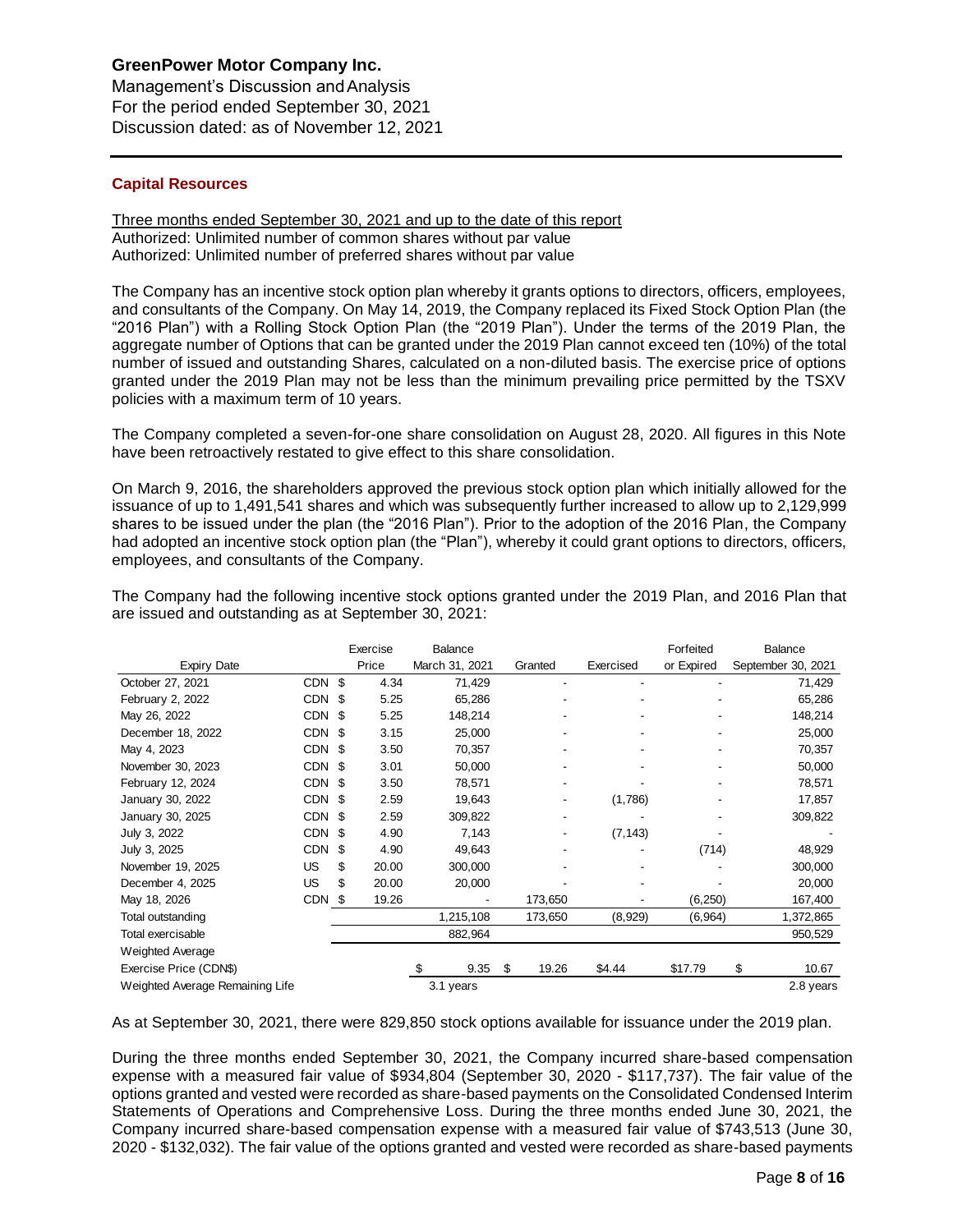## Capital Resources

Three months ended September 30, 2021 and up to the date of this report
Authorized: Unlimited number of common shares without par value
Authorized: Unlimited number of preferred shares without par value

The Company has an incentive stock option plan whereby it grants options to directors, officers, employees, and consultants of the Company. On May 14, 2019, the Company replaced its Fixed Stock Option Plan (the "2016 Plan") with a Rolling Stock Option Plan (the "2019 Plan"). Under the terms of the 2019 Plan, the aggregate number of Options that can be granted under the 2019 Plan cannot exceed ten (10%) of the total number of issued and outstanding Shares, calculated on a non-diluted basis. The exercise price of options granted under the 2019 Plan may not be less than the minimum prevailing price permitted by the TSXV policies with a maximum term of 10 years.

The Company completed a seven-for-one share consolidation on August 28, 2020. All figures in this Note have been retroactively restated to give effect to this share consolidation.

On March 9, 2016, the shareholders approved the previous stock option plan which initially allowed for the issuance of up to 1,491,541 shares and which was subsequently further increased to allow up to 2,129,999 shares to be issued under the plan (the "2016 Plan"). Prior to the adoption of the 2016 Plan, the Company had adopted an incentive stock option plan (the "Plan"), whereby it could grant options to directors, officers, employees, and consultants of the Company.

The Company had the following incentive stock options granted under the 2019 Plan, and 2016 Plan that are issued and outstanding as at September 30, 2021:

| Expiry Date | | Exercise Price | Balance March 31, 2021 | Granted | Exercised | Forfeited or Expired | Balance September 30, 2021 |
|---|---|---|---|---|---|---|---|
| October 27, 2021 | CDN | $ 4.34 | 71,429 | - | - | - | 71,429 |
| February 2, 2022 | CDN | $ 5.25 | 65,286 | - | - | - | 65,286 |
| May 26, 2022 | CDN | $ 5.25 | 148,214 | - | - | - | 148,214 |
| December 18, 2022 | CDN | $ 3.15 | 25,000 | - | - | - | 25,000 |
| May 4, 2023 | CDN | $ 3.50 | 70,357 | - | - | - | 70,357 |
| November 30, 2023 | CDN | $ 3.01 | 50,000 | - | - | - | 50,000 |
| February 12, 2024 | CDN | $ 3.50 | 78,571 | - | - | - | 78,571 |
| January 30, 2022 | CDN | $ 2.59 | 19,643 | - | (1,786) | - | 17,857 |
| January 30, 2025 | CDN | $ 2.59 | 309,822 | - | - | - | 309,822 |
| July 3, 2022 | CDN | $ 4.90 | 7,143 | - | (7,143) | - | - |
| July 3, 2025 | CDN | $ 4.90 | 49,643 | - | - | (714) | 48,929 |
| November 19, 2025 | US | $ 20.00 | 300,000 | - | - | - | 300,000 |
| December 4, 2025 | US | $ 20.00 | 20,000 | - | - | - | 20,000 |
| May 18, 2026 | CDN | $ 19.26 | - | 173,650 | - | (6,250) | 167,400 |
| Total outstanding | | | 1,215,108 | 173,650 | (8,929) | (6,964) | 1,372,865 |
| Total exercisable | | | 882,964 | | | | 950,529 |
| Weighted Average Exercise Price (CDN$) | | | $ 9.35 | $ 19.26 | $4.44 | $17.79 | $ 10.67 |
| Weighted Average Remaining Life | | | 3.1 years | | | | 2.8 years |

As at September 30, 2021, there were 829,850 stock options available for issuance under the 2019 plan.

During the three months ended September 30, 2021, the Company incurred share-based compensation expense with a measured fair value of $934,804 (September 30, 2020 - $117,737). The fair value of the options granted and vested were recorded as share-based payments on the Consolidated Condensed Interim Statements of Operations and Comprehensive Loss. During the three months ended June 30, 2021, the Company incurred share-based compensation expense with a measured fair value of $743,513 (June 30, 2020 - $132,032). The fair value of the options granted and vested were recorded as share-based payments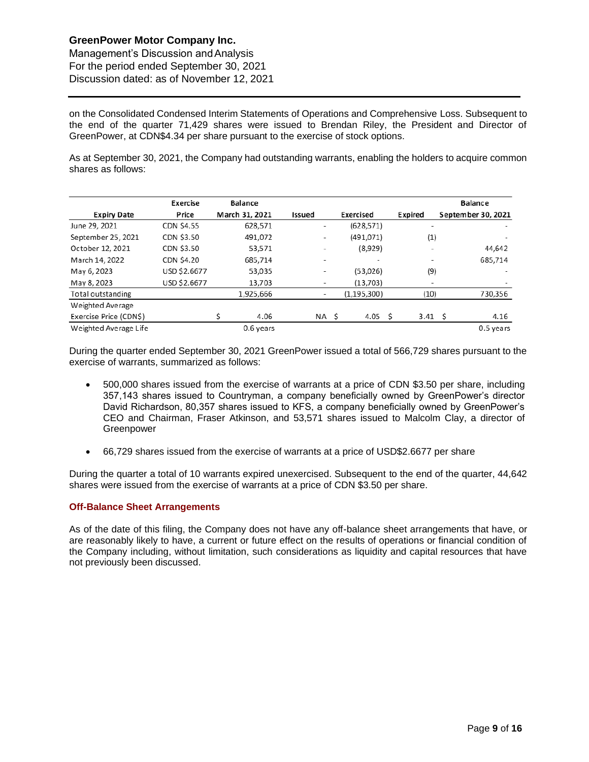on the Consolidated Condensed Interim Statements of Operations and Comprehensive Loss. Subsequent to the end of the quarter 71,429 shares were issued to Brendan Riley, the President and Director of GreenPower, at CDN$4.34 per share pursuant to the exercise of stock options.

As at September 30, 2021, the Company had outstanding warrants, enabling the holders to acquire common shares as follows:

| Expiry Date | Exercise Price | Balance March 31, 2021 | Issued | Exercised | Expired | Balance September 30, 2021 |
|---|---|---|---|---|---|---|
| June 29, 2021 | CDN $4.55 | 628,571 | - | (628,571) | - | - |
| September 25, 2021 | CDN $3.50 | 491,072 | - | (491,071) | (1) | - |
| October 12, 2021 | CDN $3.50 | 53,571 | - | (8,929) | - | 44,642 |
| March 14, 2022 | CDN $4.20 | 685,714 | - | - | - | 685,714 |
| May 6, 2023 | USD $2.6677 | 53,035 | - | (53,026) | (9) | - |
| May 8, 2023 | USD $2.6677 | 13,703 | - | (13,703) | - | - |
| Total outstanding | | 1,925,666 | - | (1,195,300) | (10) | 730,356 |
| Weighted Average Exercise Price (CDN$) | | $ 4.06 | NA | $ 4.05 | $ 3.41 | $ 4.16 |
| Weighted Average Life | | 0.6 years | | | | 0.5 years |

During the quarter ended September 30, 2021 GreenPower issued a total of 566,729 shares pursuant to the exercise of warrants, summarized as follows:

- 500,000 shares issued from the exercise of warrants at a price of CDN $3.50 per share, including 357,143 shares issued to Countryman, a company beneficially owned by GreenPower's director David Richardson, 80,357 shares issued to KFS, a company beneficially owned by GreenPower's CEO and Chairman, Fraser Atkinson, and 53,571 shares issued to Malcolm Clay, a director of Greenpower
- 66,729 shares issued from the exercise of warrants at a price of USD$2.6677 per share

During the quarter a total of 10 warrants expired unexercised. Subsequent to the end of the quarter, 44,642 shares were issued from the exercise of warrants at a price of CDN $3.50 per share.

### Off-Balance Sheet Arrangements

As of the date of this filing, the Company does not have any off-balance sheet arrangements that have, or are reasonably likely to have, a current or future effect on the results of operations or financial condition of the Company including, without limitation, such considerations as liquidity and capital resources that have not previously been discussed.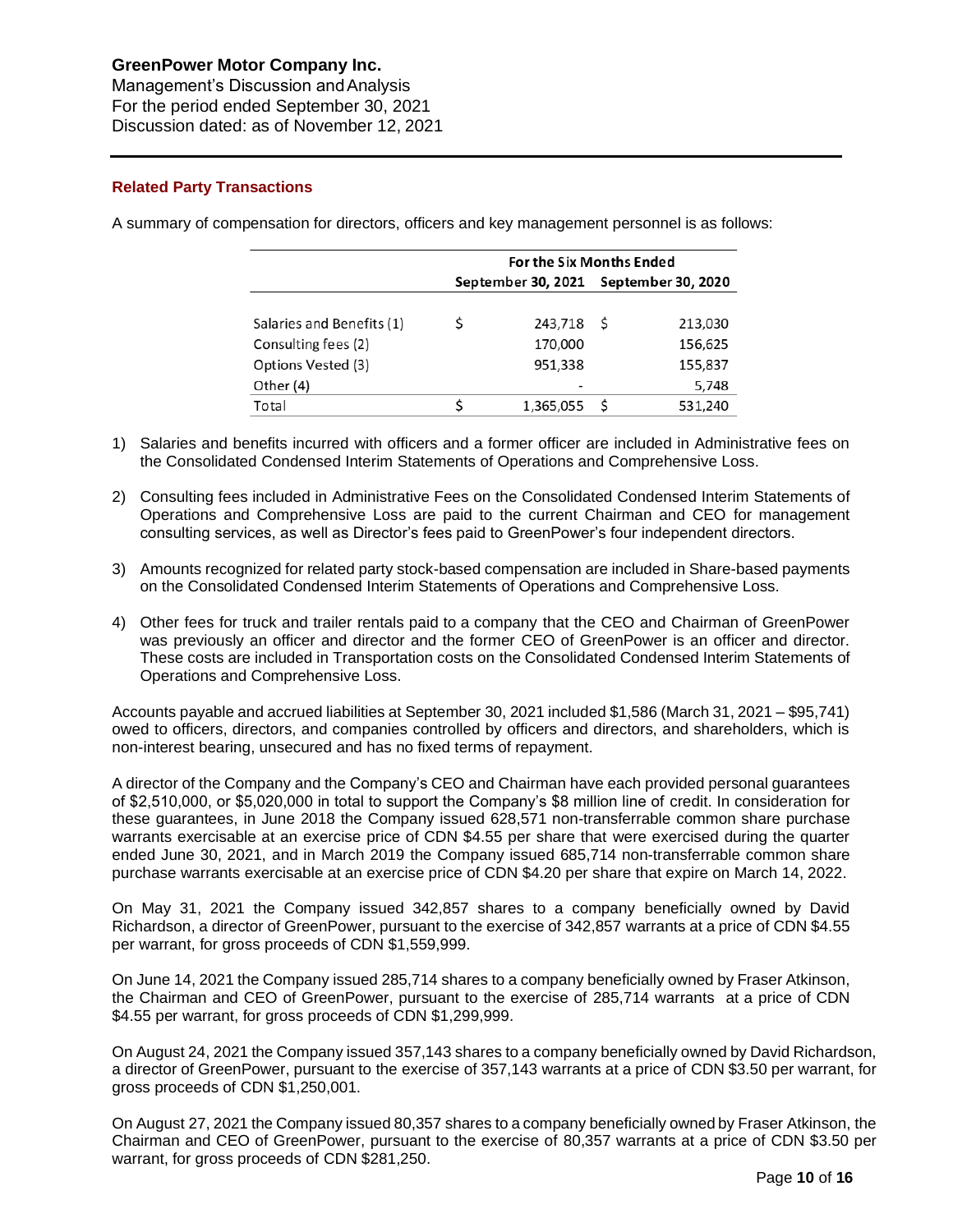## Related Party Transactions

A summary of compensation for directors, officers and key management personnel is as follows:

| | For the Six Months Ended | |
|---|---|---|
| | September 30, 2021 | September 30, 2020 |
| Salaries and Benefits (1) | $ 243,718 | $ 213,030 |
| Consulting fees (2) | 170,000 | 156,625 |
| Options Vested (3) | 951,338 | 155,837 |
| Other (4) | - | 5,748 |
| Total | $ 1,365,055 | $ 531,240 |

1) Salaries and benefits incurred with officers and a former officer are included in Administrative fees on the Consolidated Condensed Interim Statements of Operations and Comprehensive Loss.

2) Consulting fees included in Administrative Fees on the Consolidated Condensed Interim Statements of Operations and Comprehensive Loss are paid to the current Chairman and CEO for management consulting services, as well as Director's fees paid to GreenPower's four independent directors.

3) Amounts recognized for related party stock-based compensation are included in Share-based payments on the Consolidated Condensed Interim Statements of Operations and Comprehensive Loss.

4) Other fees for truck and trailer rentals paid to a company that the CEO and Chairman of GreenPower was previously an officer and director and the former CEO of GreenPower is an officer and director. These costs are included in Transportation costs on the Consolidated Condensed Interim Statements of Operations and Comprehensive Loss.

Accounts payable and accrued liabilities at September 30, 2021 included $1,586 (March 31, 2021 – $95,741) owed to officers, directors, and companies controlled by officers and directors, and shareholders, which is non-interest bearing, unsecured and has no fixed terms of repayment.

A director of the Company and the Company's CEO and Chairman have each provided personal guarantees of $2,510,000, or $5,020,000 in total to support the Company's $8 million line of credit. In consideration for these guarantees, in June 2018 the Company issued 628,571 non-transferrable common share purchase warrants exercisable at an exercise price of CDN $4.55 per share that were exercised during the quarter ended June 30, 2021, and in March 2019 the Company issued 685,714 non-transferrable common share purchase warrants exercisable at an exercise price of CDN $4.20 per share that expire on March 14, 2022.

On May 31, 2021 the Company issued 342,857 shares to a company beneficially owned by David Richardson, a director of GreenPower, pursuant to the exercise of 342,857 warrants at a price of CDN $4.55 per warrant, for gross proceeds of CDN $1,559,999.

On June 14, 2021 the Company issued 285,714 shares to a company beneficially owned by Fraser Atkinson, the Chairman and CEO of GreenPower, pursuant to the exercise of 285,714 warrants at a price of CDN $4.55 per warrant, for gross proceeds of CDN $1,299,999.

On August 24, 2021 the Company issued 357,143 shares to a company beneficially owned by David Richardson, a director of GreenPower, pursuant to the exercise of 357,143 warrants at a price of CDN $3.50 per warrant, for gross proceeds of CDN $1,250,001.

On August 27, 2021 the Company issued 80,357 shares to a company beneficially owned by Fraser Atkinson, the Chairman and CEO of GreenPower, pursuant to the exercise of 80,357 warrants at a price of CDN $3.50 per warrant, for gross proceeds of CDN $281,250.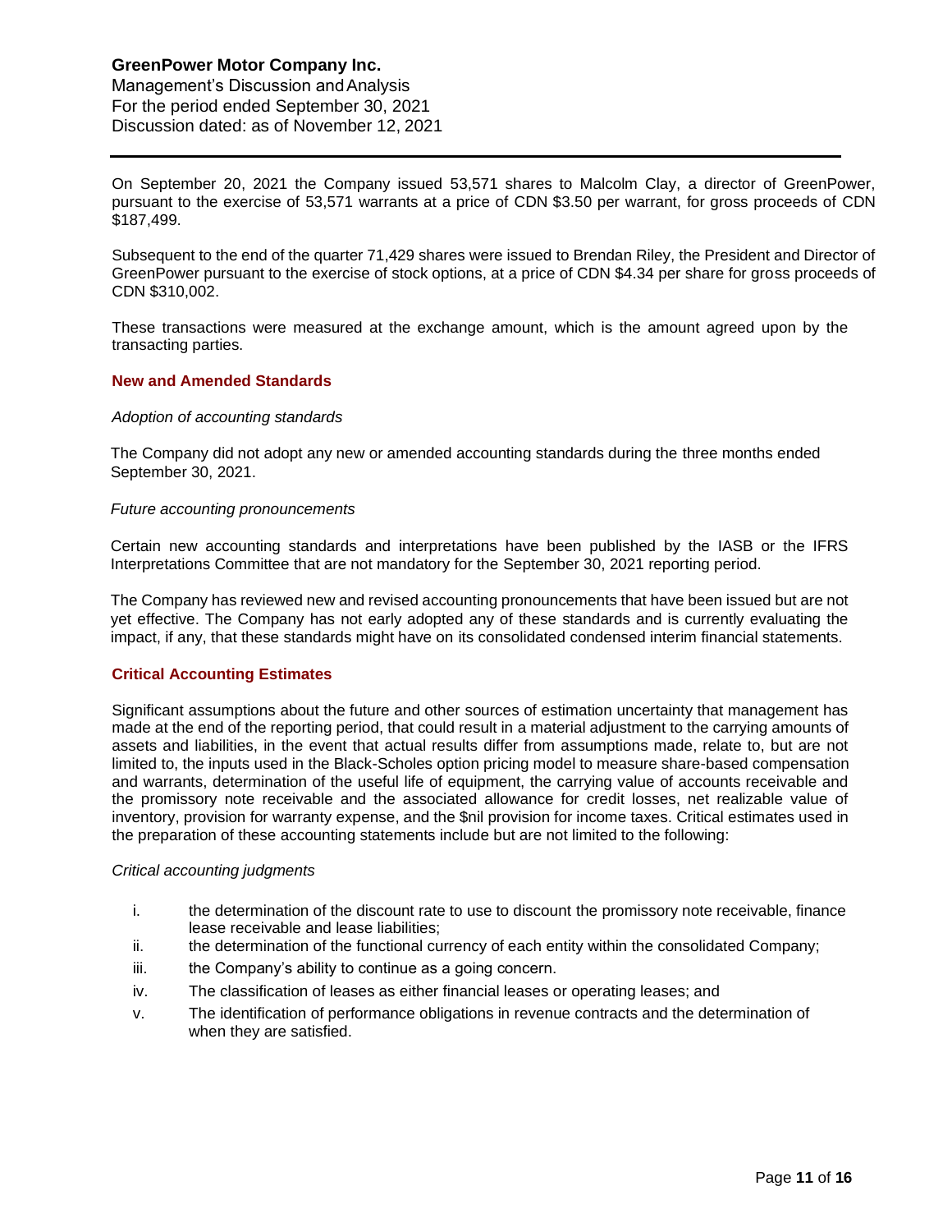On September 20, 2021 the Company issued 53,571 shares to Malcolm Clay, a director of GreenPower, pursuant to the exercise of 53,571 warrants at a price of CDN $3.50 per warrant, for gross proceeds of CDN $187,499.

Subsequent to the end of the quarter 71,429 shares were issued to Brendan Riley, the President and Director of GreenPower pursuant to the exercise of stock options, at a price of CDN $4.34 per share for gross proceeds of CDN $310,002.

These transactions were measured at the exchange amount, which is the amount agreed upon by the transacting parties.

## New and Amended Standards

*Adoption of accounting standards*

The Company did not adopt any new or amended accounting standards during the three months ended September 30, 2021.

*Future accounting pronouncements*

Certain new accounting standards and interpretations have been published by the IASB or the IFRS Interpretations Committee that are not mandatory for the September 30, 2021 reporting period.

The Company has reviewed new and revised accounting pronouncements that have been issued but are not yet effective. The Company has not early adopted any of these standards and is currently evaluating the impact, if any, that these standards might have on its consolidated condensed interim financial statements.

## Critical Accounting Estimates

Significant assumptions about the future and other sources of estimation uncertainty that management has made at the end of the reporting period, that could result in a material adjustment to the carrying amounts of assets and liabilities, in the event that actual results differ from assumptions made, relate to, but are not limited to, the inputs used in the Black-Scholes option pricing model to measure share-based compensation and warrants, determination of the useful life of equipment, the carrying value of accounts receivable and the promissory note receivable and the associated allowance for credit losses, net realizable value of inventory, provision for warranty expense, and the $nil provision for income taxes. Critical estimates used in the preparation of these accounting statements include but are not limited to the following:

*Critical accounting judgments*

i. the determination of the discount rate to use to discount the promissory note receivable, finance lease receivable and lease liabilities;
ii. the determination of the functional currency of each entity within the consolidated Company;
iii. the Company's ability to continue as a going concern.
iv. The classification of leases as either financial leases or operating leases; and
v. The identification of performance obligations in revenue contracts and the determination of when they are satisfied.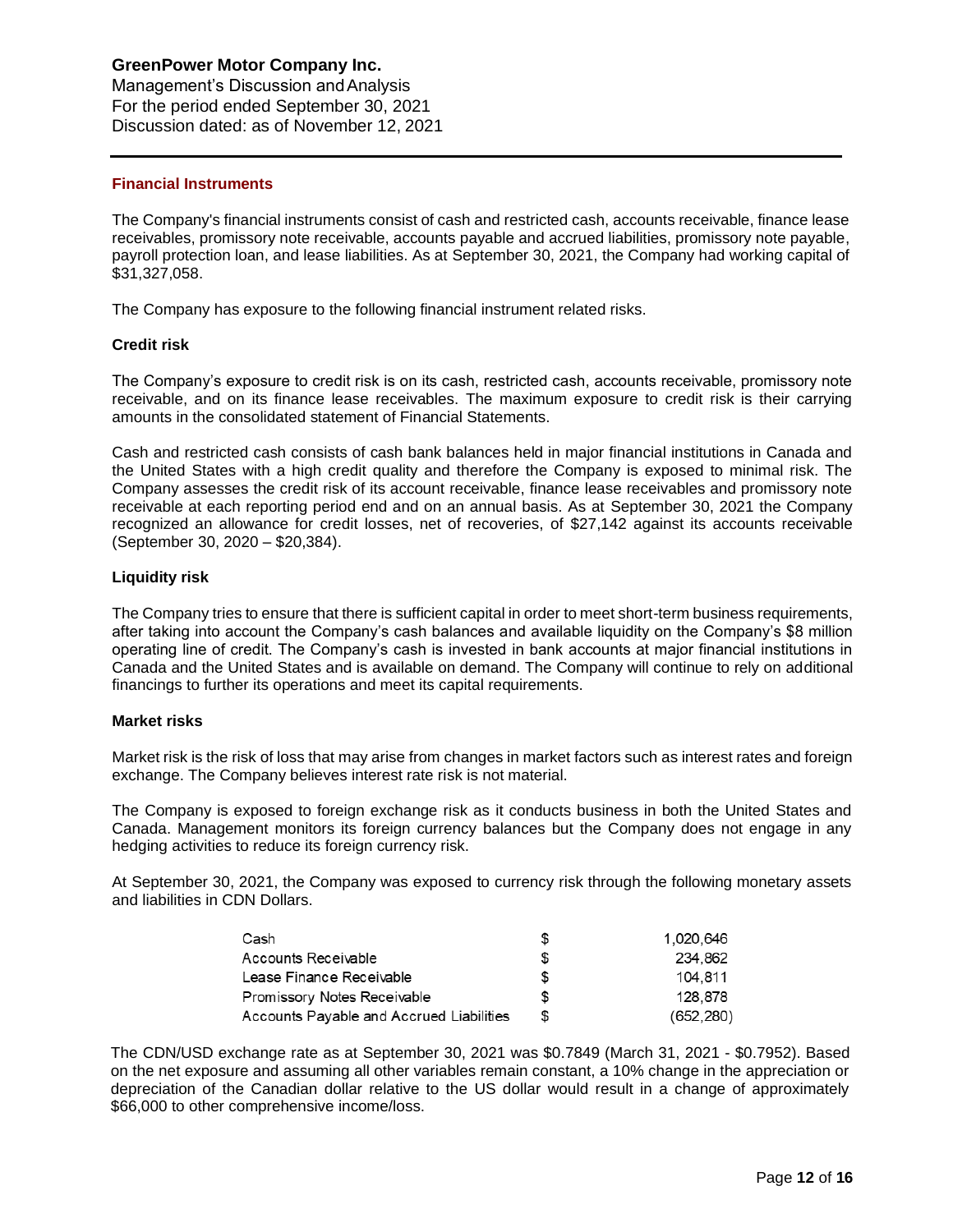## Financial Instruments

The Company's financial instruments consist of cash and restricted cash, accounts receivable, finance lease receivables, promissory note receivable, accounts payable and accrued liabilities, promissory note payable, payroll protection loan, and lease liabilities. As at September 30, 2021, the Company had working capital of $31,327,058.

The Company has exposure to the following financial instrument related risks.

### Credit risk

The Company's exposure to credit risk is on its cash, restricted cash, accounts receivable, promissory note receivable, and on its finance lease receivables. The maximum exposure to credit risk is their carrying amounts in the consolidated statement of Financial Statements.

Cash and restricted cash consists of cash bank balances held in major financial institutions in Canada and the United States with a high credit quality and therefore the Company is exposed to minimal risk. The Company assesses the credit risk of its account receivable, finance lease receivables and promissory note receivable at each reporting period end and on an annual basis. As at September 30, 2021 the Company recognized an allowance for credit losses, net of recoveries, of $27,142 against its accounts receivable (September 30, 2020 – $20,384).

### Liquidity risk

The Company tries to ensure that there is sufficient capital in order to meet short-term business requirements, after taking into account the Company's cash balances and available liquidity on the Company's $8 million operating line of credit. The Company's cash is invested in bank accounts at major financial institutions in Canada and the United States and is available on demand. The Company will continue to rely on additional financings to further its operations and meet its capital requirements.

### Market risks

Market risk is the risk of loss that may arise from changes in market factors such as interest rates and foreign exchange. The Company believes interest rate risk is not material.

The Company is exposed to foreign exchange risk as it conducts business in both the United States and Canada. Management monitors its foreign currency balances but the Company does not engage in any hedging activities to reduce its foreign currency risk.

At September 30, 2021, the Company was exposed to currency risk through the following monetary assets and liabilities in CDN Dollars.

| | | |
|---|---|---|
| Cash | $ | 1,020,646 |
| Accounts Receivable | $ | 234,862 |
| Lease Finance Receivable | $ | 104,811 |
| Promissory Notes Receivable | $ | 128,878 |
| Accounts Payable and Accrued Liabilities | $ | (652,280) |

The CDN/USD exchange rate as at September 30, 2021 was $0.7849 (March 31, 2021 - $0.7952). Based on the net exposure and assuming all other variables remain constant, a 10% change in the appreciation or depreciation of the Canadian dollar relative to the US dollar would result in a change of approximately $66,000 to other comprehensive income/loss.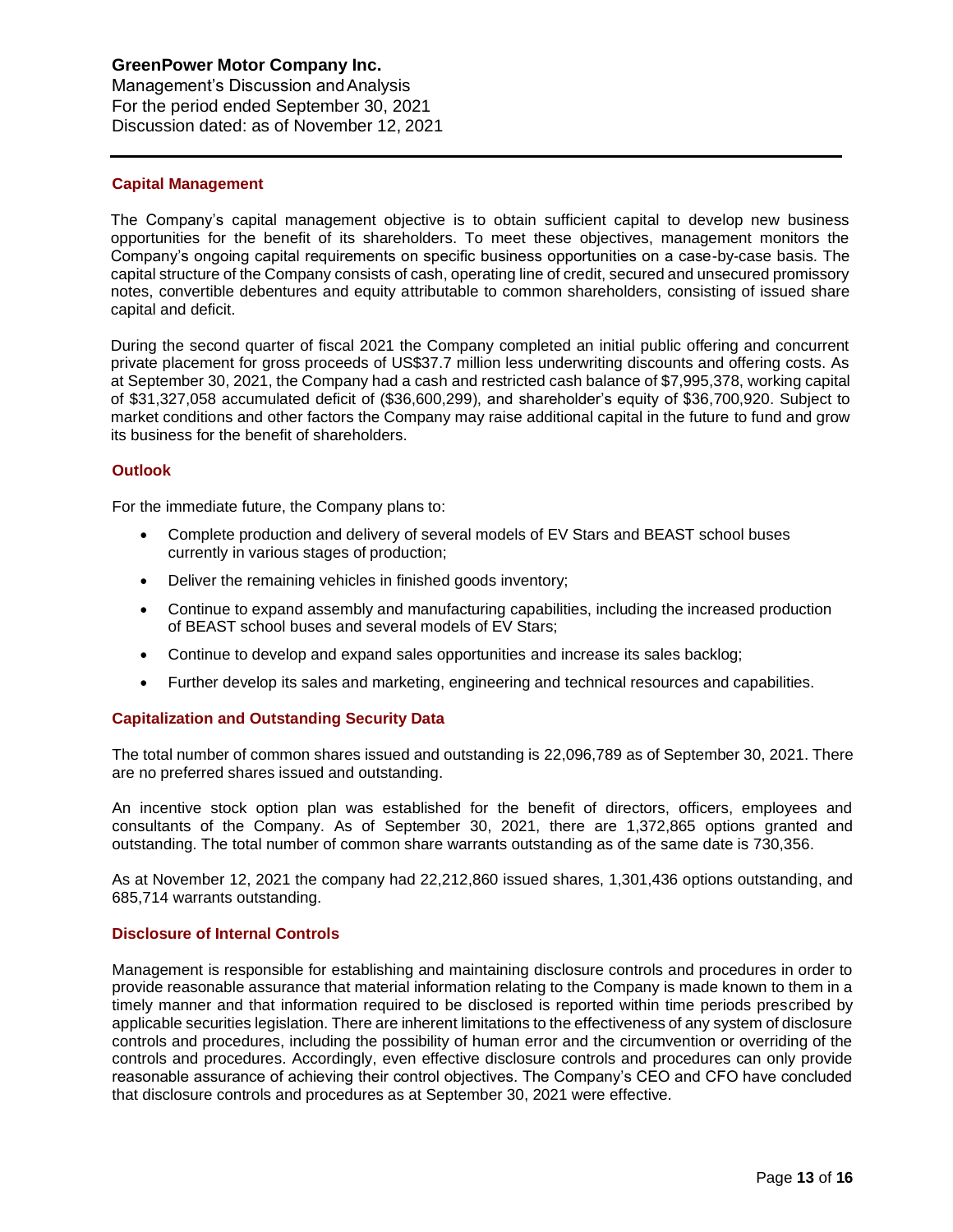## Capital Management

The Company's capital management objective is to obtain sufficient capital to develop new business opportunities for the benefit of its shareholders. To meet these objectives, management monitors the Company's ongoing capital requirements on specific business opportunities on a case-by-case basis. The capital structure of the Company consists of cash, operating line of credit, secured and unsecured promissory notes, convertible debentures and equity attributable to common shareholders, consisting of issued share capital and deficit.

During the second quarter of fiscal 2021 the Company completed an initial public offering and concurrent private placement for gross proceeds of US$37.7 million less underwriting discounts and offering costs. As at September 30, 2021, the Company had a cash and restricted cash balance of $7,995,378, working capital of $31,327,058 accumulated deficit of ($36,600,299), and shareholder's equity of $36,700,920. Subject to market conditions and other factors the Company may raise additional capital in the future to fund and grow its business for the benefit of shareholders.

## Outlook

For the immediate future, the Company plans to:

- Complete production and delivery of several models of EV Stars and BEAST school buses currently in various stages of production;
- Deliver the remaining vehicles in finished goods inventory;
- Continue to expand assembly and manufacturing capabilities, including the increased production of BEAST school buses and several models of EV Stars;
- Continue to develop and expand sales opportunities and increase its sales backlog;
- Further develop its sales and marketing, engineering and technical resources and capabilities.

## Capitalization and Outstanding Security Data

The total number of common shares issued and outstanding is 22,096,789 as of September 30, 2021. There are no preferred shares issued and outstanding.

An incentive stock option plan was established for the benefit of directors, officers, employees and consultants of the Company. As of September 30, 2021, there are 1,372,865 options granted and outstanding. The total number of common share warrants outstanding as of the same date is 730,356.

As at November 12, 2021 the company had 22,212,860 issued shares, 1,301,436 options outstanding, and 685,714 warrants outstanding.

## Disclosure of Internal Controls

Management is responsible for establishing and maintaining disclosure controls and procedures in order to provide reasonable assurance that material information relating to the Company is made known to them in a timely manner and that information required to be disclosed is reported within time periods prescribed by applicable securities legislation. There are inherent limitations to the effectiveness of any system of disclosure controls and procedures, including the possibility of human error and the circumvention or overriding of the controls and procedures. Accordingly, even effective disclosure controls and procedures can only provide reasonable assurance of achieving their control objectives. The Company's CEO and CFO have concluded that disclosure controls and procedures as at September 30, 2021 were effective.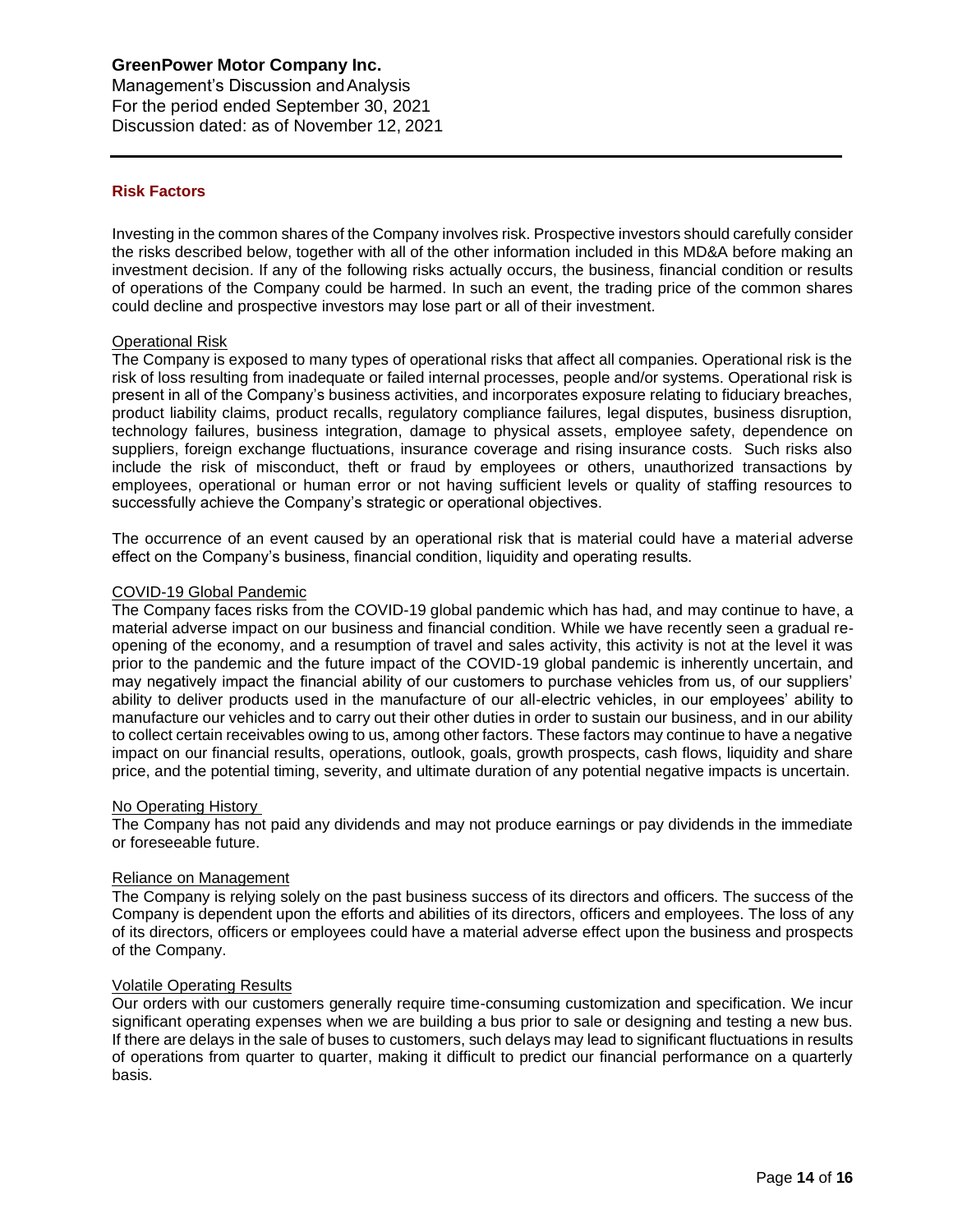## Risk Factors

Investing in the common shares of the Company involves risk. Prospective investors should carefully consider the risks described below, together with all of the other information included in this MD&A before making an investment decision. If any of the following risks actually occurs, the business, financial condition or results of operations of the Company could be harmed. In such an event, the trading price of the common shares could decline and prospective investors may lose part or all of their investment.

### Operational Risk

The Company is exposed to many types of operational risks that affect all companies. Operational risk is the risk of loss resulting from inadequate or failed internal processes, people and/or systems. Operational risk is present in all of the Company's business activities, and incorporates exposure relating to fiduciary breaches, product liability claims, product recalls, regulatory compliance failures, legal disputes, business disruption, technology failures, business integration, damage to physical assets, employee safety, dependence on suppliers, foreign exchange fluctuations, insurance coverage and rising insurance costs. Such risks also include the risk of misconduct, theft or fraud by employees or others, unauthorized transactions by employees, operational or human error or not having sufficient levels or quality of staffing resources to successfully achieve the Company's strategic or operational objectives.

The occurrence of an event caused by an operational risk that is material could have a material adverse effect on the Company's business, financial condition, liquidity and operating results.

### COVID-19 Global Pandemic

The Company faces risks from the COVID-19 global pandemic which has had, and may continue to have, a material adverse impact on our business and financial condition. While we have recently seen a gradual re-opening of the economy, and a resumption of travel and sales activity, this activity is not at the level it was prior to the pandemic and the future impact of the COVID-19 global pandemic is inherently uncertain, and may negatively impact the financial ability of our customers to purchase vehicles from us, of our suppliers' ability to deliver products used in the manufacture of our all-electric vehicles, in our employees' ability to manufacture our vehicles and to carry out their other duties in order to sustain our business, and in our ability to collect certain receivables owing to us, among other factors. These factors may continue to have a negative impact on our financial results, operations, outlook, goals, growth prospects, cash flows, liquidity and share price, and the potential timing, severity, and ultimate duration of any potential negative impacts is uncertain.

### No Operating History

The Company has not paid any dividends and may not produce earnings or pay dividends in the immediate or foreseeable future.

### Reliance on Management

The Company is relying solely on the past business success of its directors and officers. The success of the Company is dependent upon the efforts and abilities of its directors, officers and employees. The loss of any of its directors, officers or employees could have a material adverse effect upon the business and prospects of the Company.

### Volatile Operating Results

Our orders with our customers generally require time-consuming customization and specification. We incur significant operating expenses when we are building a bus prior to sale or designing and testing a new bus. If there are delays in the sale of buses to customers, such delays may lead to significant fluctuations in results of operations from quarter to quarter, making it difficult to predict our financial performance on a quarterly basis.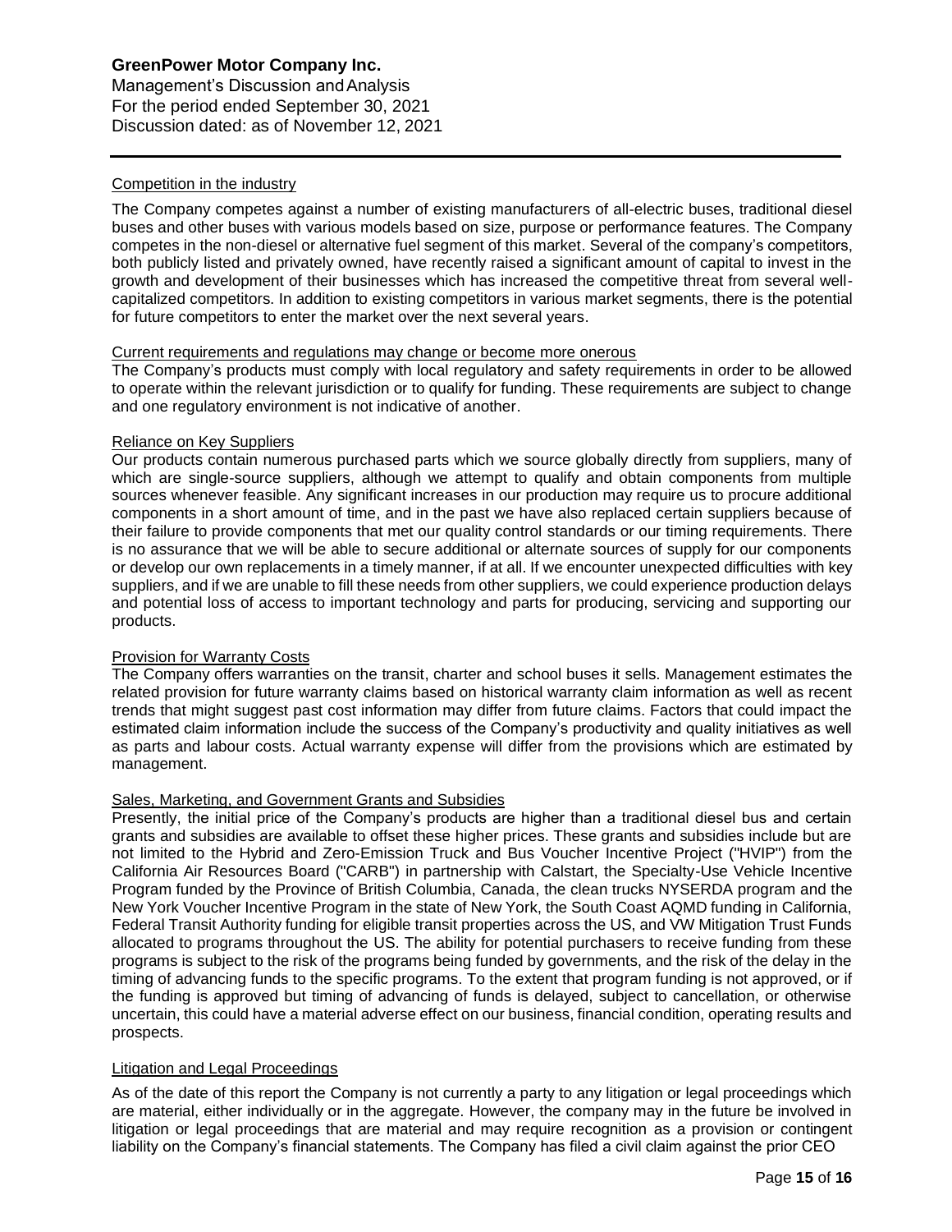#### Competition in the industry

The Company competes against a number of existing manufacturers of all-electric buses, traditional diesel buses and other buses with various models based on size, purpose or performance features. The Company competes in the non-diesel or alternative fuel segment of this market. Several of the company's competitors, both publicly listed and privately owned, have recently raised a significant amount of capital to invest in the growth and development of their businesses which has increased the competitive threat from several well-capitalized competitors. In addition to existing competitors in various market segments, there is the potential for future competitors to enter the market over the next several years.

#### Current requirements and regulations may change or become more onerous

The Company's products must comply with local regulatory and safety requirements in order to be allowed to operate within the relevant jurisdiction or to qualify for funding. These requirements are subject to change and one regulatory environment is not indicative of another.

#### Reliance on Key Suppliers

Our products contain numerous purchased parts which we source globally directly from suppliers, many of which are single-source suppliers, although we attempt to qualify and obtain components from multiple sources whenever feasible. Any significant increases in our production may require us to procure additional components in a short amount of time, and in the past we have also replaced certain suppliers because of their failure to provide components that met our quality control standards or our timing requirements. There is no assurance that we will be able to secure additional or alternate sources of supply for our components or develop our own replacements in a timely manner, if at all. If we encounter unexpected difficulties with key suppliers, and if we are unable to fill these needs from other suppliers, we could experience production delays and potential loss of access to important technology and parts for producing, servicing and supporting our products.

#### Provision for Warranty Costs

The Company offers warranties on the transit, charter and school buses it sells. Management estimates the related provision for future warranty claims based on historical warranty claim information as well as recent trends that might suggest past cost information may differ from future claims. Factors that could impact the estimated claim information include the success of the Company's productivity and quality initiatives as well as parts and labour costs. Actual warranty expense will differ from the provisions which are estimated by management.

#### Sales, Marketing, and Government Grants and Subsidies

Presently, the initial price of the Company's products are higher than a traditional diesel bus and certain grants and subsidies are available to offset these higher prices. These grants and subsidies include but are not limited to the Hybrid and Zero-Emission Truck and Bus Voucher Incentive Project ("HVIP") from the California Air Resources Board ("CARB") in partnership with Calstart, the Specialty-Use Vehicle Incentive Program funded by the Province of British Columbia, Canada, the clean trucks NYSERDA program and the New York Voucher Incentive Program in the state of New York, the South Coast AQMD funding in California, Federal Transit Authority funding for eligible transit properties across the US, and VW Mitigation Trust Funds allocated to programs throughout the US. The ability for potential purchasers to receive funding from these programs is subject to the risk of the programs being funded by governments, and the risk of the delay in the timing of advancing funds to the specific programs. To the extent that program funding is not approved, or if the funding is approved but timing of advancing of funds is delayed, subject to cancellation, or otherwise uncertain, this could have a material adverse effect on our business, financial condition, operating results and prospects.

#### Litigation and Legal Proceedings

As of the date of this report the Company is not currently a party to any litigation or legal proceedings which are material, either individually or in the aggregate. However, the company may in the future be involved in litigation or legal proceedings that are material and may require recognition as a provision or contingent liability on the Company's financial statements. The Company has filed a civil claim against the prior CEO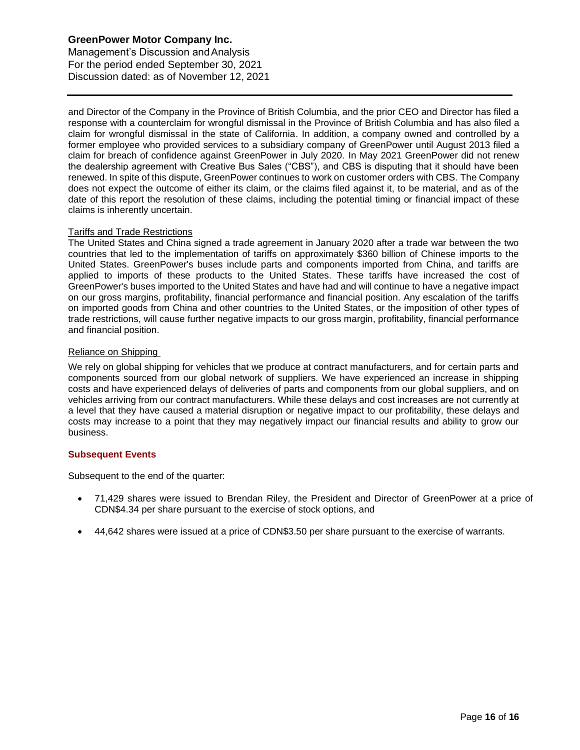and Director of the Company in the Province of British Columbia, and the prior CEO and Director has filed a response with a counterclaim for wrongful dismissal in the Province of British Columbia and has also filed a claim for wrongful dismissal in the state of California. In addition, a company owned and controlled by a former employee who provided services to a subsidiary company of GreenPower until August 2013 filed a claim for breach of confidence against GreenPower in July 2020. In May 2021 GreenPower did not renew the dealership agreement with Creative Bus Sales ("CBS"), and CBS is disputing that it should have been renewed. In spite of this dispute, GreenPower continues to work on customer orders with CBS. The Company does not expect the outcome of either its claim, or the claims filed against it, to be material, and as of the date of this report the resolution of these claims, including the potential timing or financial impact of these claims is inherently uncertain.

Tariffs and Trade Restrictions

The United States and China signed a trade agreement in January 2020 after a trade war between the two countries that led to the implementation of tariffs on approximately $360 billion of Chinese imports to the United States. GreenPower's buses include parts and components imported from China, and tariffs are applied to imports of these products to the United States. These tariffs have increased the cost of GreenPower's buses imported to the United States and have had and will continue to have a negative impact on our gross margins, profitability, financial performance and financial position. Any escalation of the tariffs on imported goods from China and other countries to the United States, or the imposition of other types of trade restrictions, will cause further negative impacts to our gross margin, profitability, financial performance and financial position.

Reliance on Shipping

We rely on global shipping for vehicles that we produce at contract manufacturers, and for certain parts and components sourced from our global network of suppliers. We have experienced an increase in shipping costs and have experienced delays of deliveries of parts and components from our global suppliers, and on vehicles arriving from our contract manufacturers. While these delays and cost increases are not currently at a level that they have caused a material disruption or negative impact to our profitability, these delays and costs may increase to a point that they may negatively impact our financial results and ability to grow our business.

## Subsequent Events

Subsequent to the end of the quarter:

- 71,429 shares were issued to Brendan Riley, the President and Director of GreenPower at a price of CDN$4.34 per share pursuant to the exercise of stock options, and
- 44,642 shares were issued at a price of CDN$3.50 per share pursuant to the exercise of warrants.